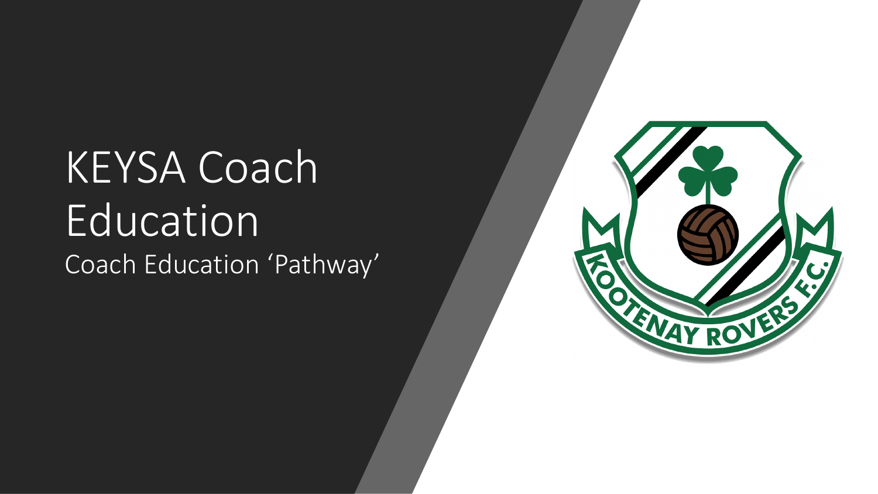# KEYSA Coach Education

Coach Education 'Pathway'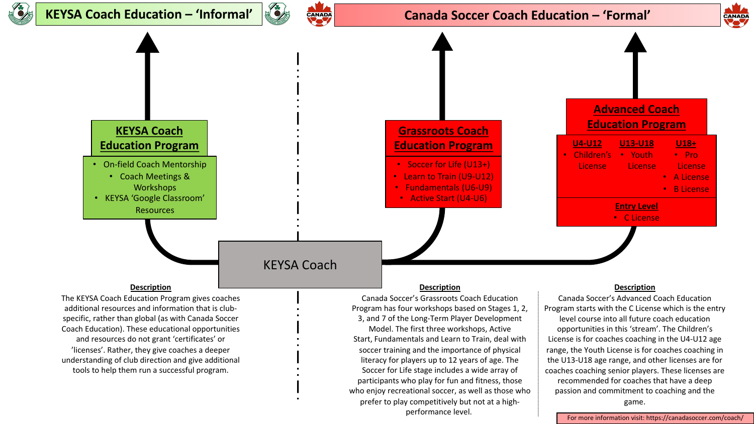# KEYSA Coach Education – 'Informal'

## KEYSA Coach Education Program

- On-field Coach Mentorship
- Coach Meetings & Workshops
- KEYSA 'Google Classroom' Resources

**Description**

The KEYSA Coach Education Program gives coaches additional resources and information that is club-specific, rather than global (as with Canada Soccer Coach Education). These educational opportunities and resources do not grant 'certificates' or 'licenses'. Rather, they give coaches a deeper understanding of club direction and give additional tools to help them run a successful program.

KEYSA Coach

# Canada Soccer Coach Education – 'Formal'

## Grassroots Coach Education Program

- Soccer for Life (U13+)
- Learn to Train (U9-U12)
- Fundamentals (U6-U9)
- Active Start (U4-U6)

**Description**

Canada Soccer's Grassroots Coach Education Program has four workshops based on Stages 1, 2, 3, and 7 of the Long-Term Player Development Model. The first three workshops, Active Start, Fundamentals and Learn to Train, deal with soccer training and the importance of physical literacy for players up to 12 years of age. The Soccer for Life stage includes a wide array of participants who play for fun and fitness, those who enjoy recreational soccer, as well as those who prefer to play competitively but not at a high-performance level.

## Advanced Coach Education Program

**U4-U12**
- Children's License

**U13-U18**
- Youth License

**U18+**
- Pro License
- A License
- B License

**Entry Level**
- C License

**Description**

Canada Soccer's Advanced Coach Education Program starts with the C License which is the entry level course into all future coach education opportunities in this 'stream'. The Children's License is for coaches coaching in the U4-U12 age range, the Youth License is for coaches coaching in the U13-U18 age range, and other licenses are for coaches coaching senior players. These licenses are recommended for coaches that have a deep passion and commitment to coaching and the game.

For more information visit: https://canadasoccer.com/coach/